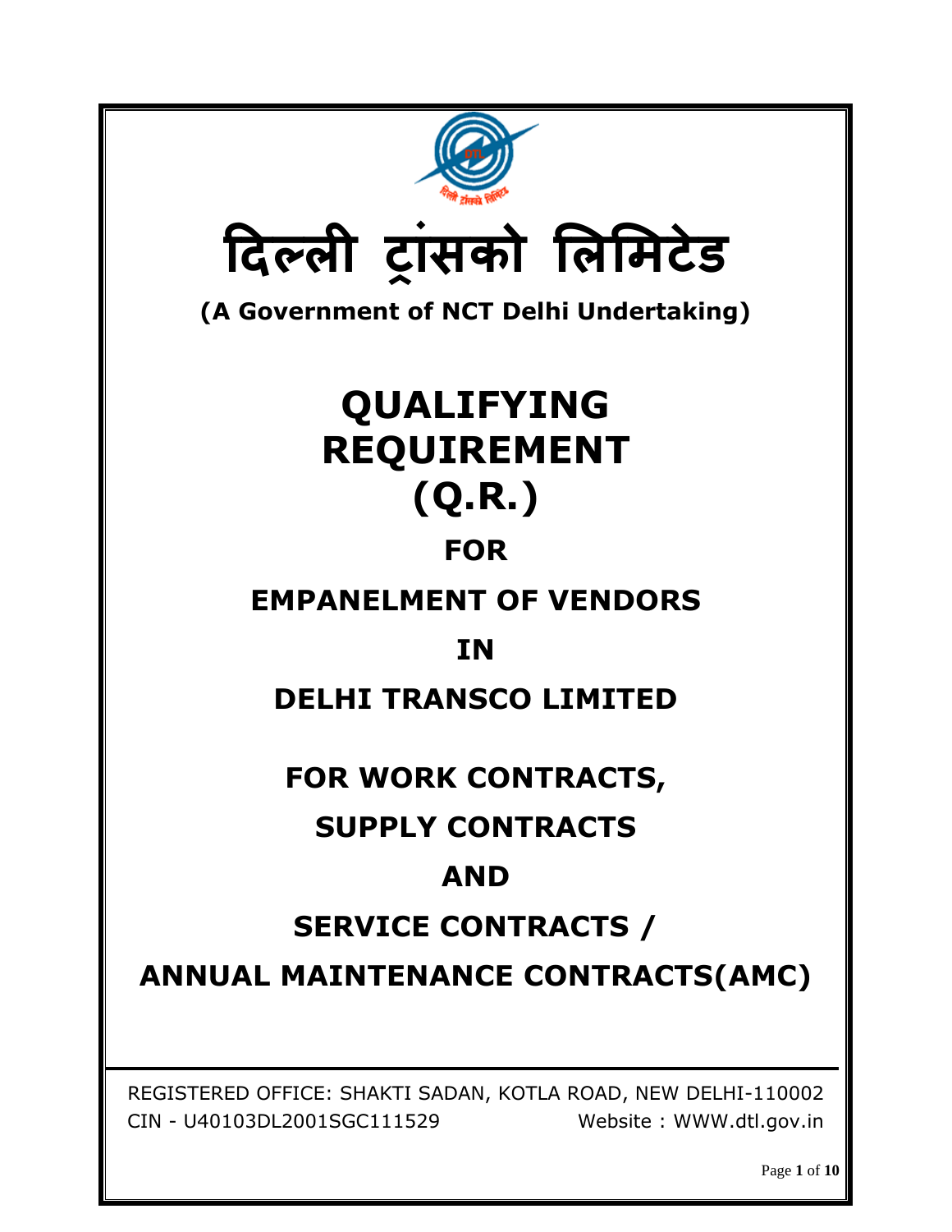# दिल्ली ट्रांसको लिमिटेड

**(A Government of NCT Delhi Undertaking)**

# QUALIFYING REQUIREMENT (Q.R.)

## FOR

## EMPANELMENT OF VENDORS

## IN

## DELHI TRANSCO LIMITED

## FOR WORK CONTRACTS,

## SUPPLY CONTRACTS

## AND

## SERVICE CONTRACTS / ANNUAL MAINTENANCE CONTRACTS(AMC)

REGISTERED OFFICE: SHAKTI SADAN, KOTLA ROAD, NEW DELHI-110002

CIN - U40103DL2001SGC111529 Website : WWW.dtl.gov.in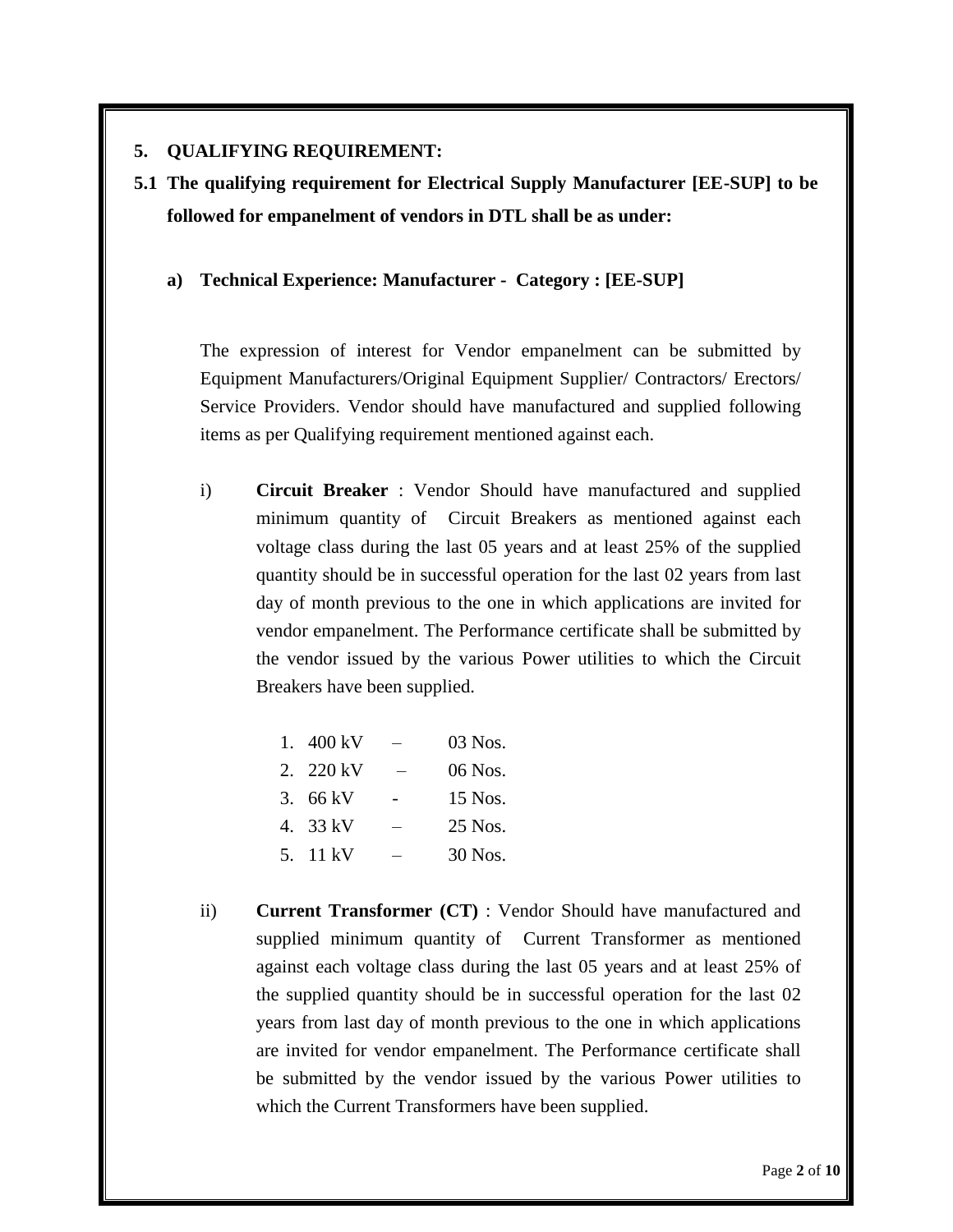## 5. QUALIFYING REQUIREMENT:

**5.1 The qualifying requirement for Electrical Supply Manufacturer [EE-SUP] to be followed for empanelment of vendors in DTL shall be as under:**

**a) Technical Experience: Manufacturer - Category : [EE-SUP]**

The expression of interest for Vendor empanelment can be submitted by Equipment Manufacturers/Original Equipment Supplier/ Contractors/ Erectors/ Service Providers. Vendor should have manufactured and supplied following items as per Qualifying requirement mentioned against each.

i) **Circuit Breaker** : Vendor Should have manufactured and supplied minimum quantity of Circuit Breakers as mentioned against each voltage class during the last 05 years and at least 25% of the supplied quantity should be in successful operation for the last 02 years from last day of month previous to the one in which applications are invited for vendor empanelment. The Performance certificate shall be submitted by the vendor issued by the various Power utilities to which the Circuit Breakers have been supplied.

1. 400 kV – 03 Nos.
2. 220 kV – 06 Nos.
3. 66 kV - 15 Nos.
4. 33 kV – 25 Nos.
5. 11 kV – 30 Nos.

ii) **Current Transformer (CT)** : Vendor Should have manufactured and supplied minimum quantity of Current Transformer as mentioned against each voltage class during the last 05 years and at least 25% of the supplied quantity should be in successful operation for the last 02 years from last day of month previous to the one in which applications are invited for vendor empanelment. The Performance certificate shall be submitted by the vendor issued by the various Power utilities to which the Current Transformers have been supplied.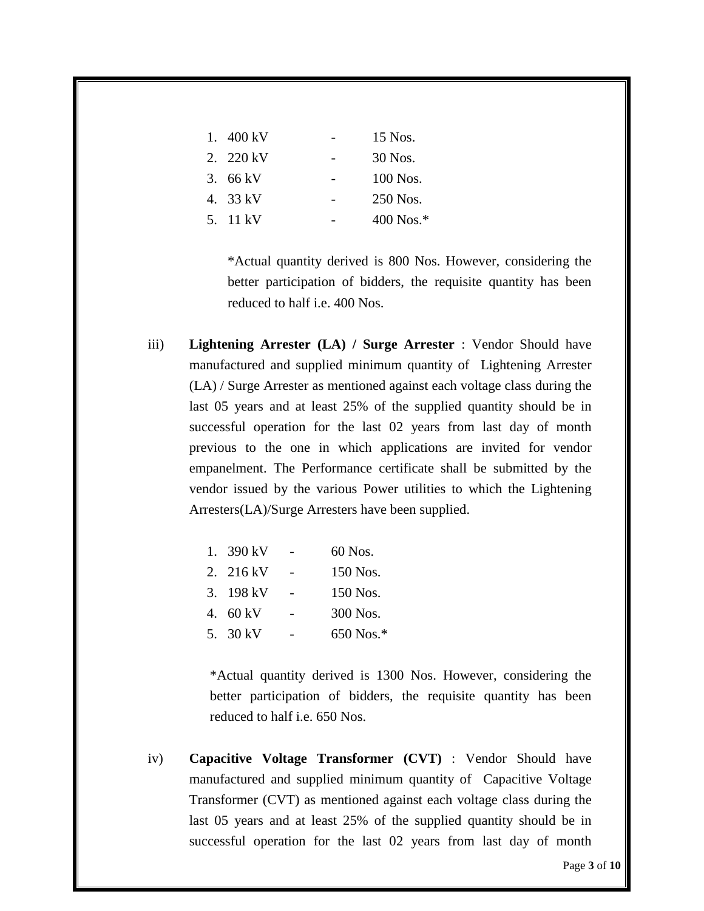1. 400 kV - 15 Nos.
2. 220 kV - 30 Nos.
3. 66 kV - 100 Nos.
4. 33 kV - 250 Nos.
5. 11 kV - 400 Nos.*

*Actual quantity derived is 800 Nos. However, considering the better participation of bidders, the requisite quantity has been reduced to half i.e. 400 Nos.

iii) **Lightening Arrester (LA) / Surge Arrester** : Vendor Should have manufactured and supplied minimum quantity of Lightening Arrester (LA) / Surge Arrester as mentioned against each voltage class during the last 05 years and at least 25% of the supplied quantity should be in successful operation for the last 02 years from last day of month previous to the one in which applications are invited for vendor empanelment. The Performance certificate shall be submitted by the vendor issued by the various Power utilities to which the Lightening Arresters(LA)/Surge Arresters have been supplied.

1. 390 kV - 60 Nos.
2. 216 kV - 150 Nos.
3. 198 kV - 150 Nos.
4. 60 kV - 300 Nos.
5. 30 kV - 650 Nos.*

*Actual quantity derived is 1300 Nos. However, considering the better participation of bidders, the requisite quantity has been reduced to half i.e. 650 Nos.

iv) **Capacitive Voltage Transformer (CVT)** : Vendor Should have manufactured and supplied minimum quantity of Capacitive Voltage Transformer (CVT) as mentioned against each voltage class during the last 05 years and at least 25% of the supplied quantity should be in successful operation for the last 02 years from last day of month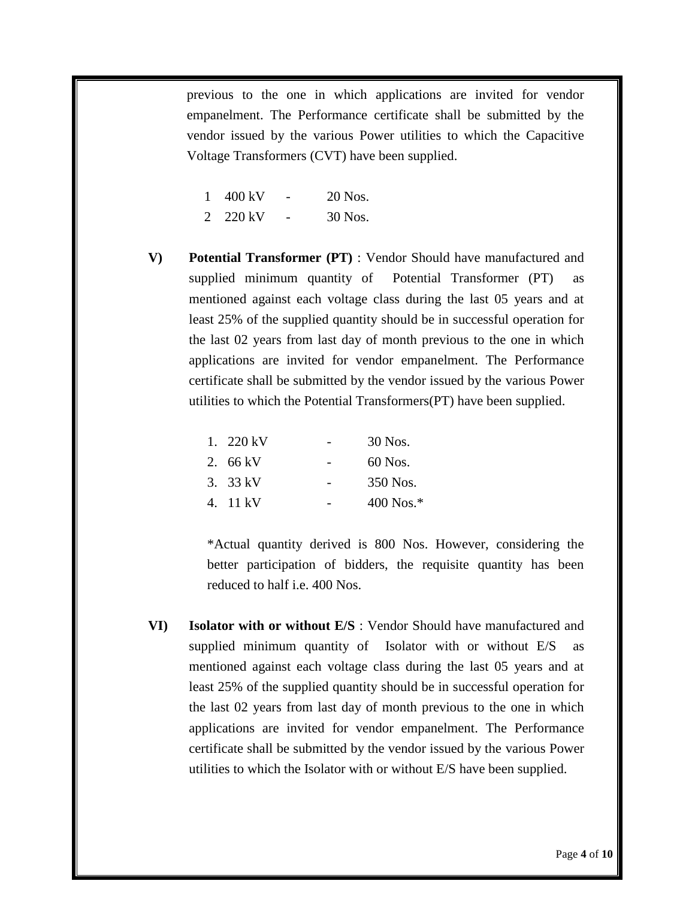previous to the one in which applications are invited for vendor empanelment. The Performance certificate shall be submitted by the vendor issued by the various Power utilities to which the Capacitive Voltage Transformers (CVT) have been supplied.

1 400 kV - 20 Nos.
2 220 kV - 30 Nos.

**V)** **Potential Transformer (PT)** : Vendor Should have manufactured and supplied minimum quantity of Potential Transformer (PT) as mentioned against each voltage class during the last 05 years and at least 25% of the supplied quantity should be in successful operation for the last 02 years from last day of month previous to the one in which applications are invited for vendor empanelment. The Performance certificate shall be submitted by the vendor issued by the various Power utilities to which the Potential Transformers(PT) have been supplied.

1. 220 kV - 30 Nos.
2. 66 kV - 60 Nos.
3. 33 kV - 350 Nos.
4. 11 kV - 400 Nos.*

*Actual quantity derived is 800 Nos. However, considering the better participation of bidders, the requisite quantity has been reduced to half i.e. 400 Nos.

**VI)** **Isolator with or without E/S** : Vendor Should have manufactured and supplied minimum quantity of Isolator with or without E/S as mentioned against each voltage class during the last 05 years and at least 25% of the supplied quantity should be in successful operation for the last 02 years from last day of month previous to the one in which applications are invited for vendor empanelment. The Performance certificate shall be submitted by the vendor issued by the various Power utilities to which the Isolator with or without E/S have been supplied.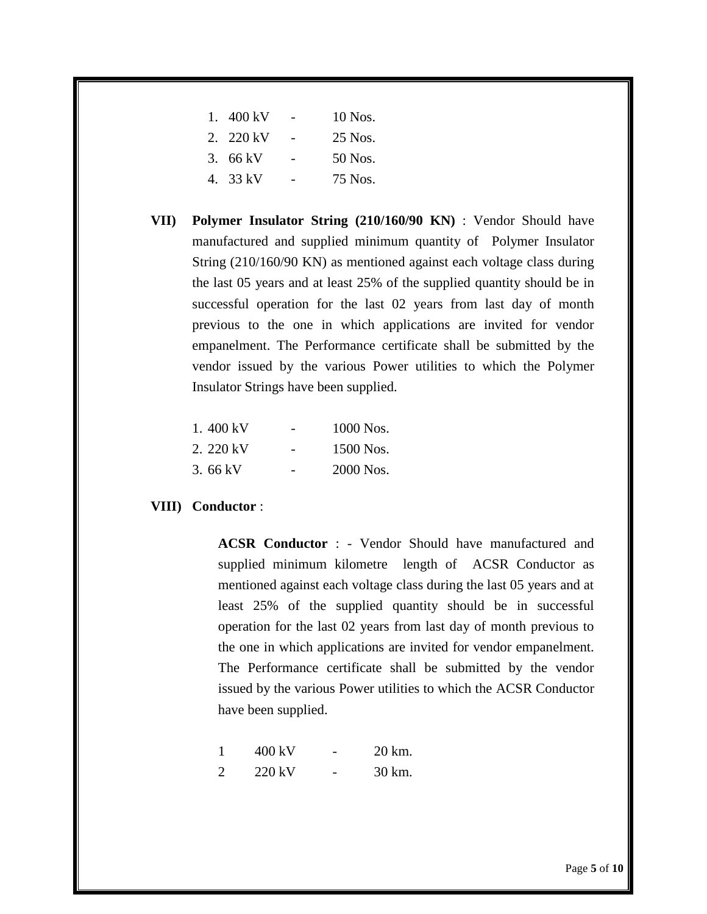1. 400 kV - 10 Nos.
2. 220 kV - 25 Nos.
3. 66 kV - 50 Nos.
4. 33 kV - 75 Nos.

**VII) Polymer Insulator String (210/160/90 KN)** : Vendor Should have manufactured and supplied minimum quantity of Polymer Insulator String (210/160/90 KN) as mentioned against each voltage class during the last 05 years and at least 25% of the supplied quantity should be in successful operation for the last 02 years from last day of month previous to the one in which applications are invited for vendor empanelment. The Performance certificate shall be submitted by the vendor issued by the various Power utilities to which the Polymer Insulator Strings have been supplied.

1. 400 kV - 1000 Nos.
2. 220 kV - 1500 Nos.
3. 66 kV - 2000 Nos.

**VIII) Conductor** :

**ACSR Conductor** : - Vendor Should have manufactured and supplied minimum kilometre length of ACSR Conductor as mentioned against each voltage class during the last 05 years and at least 25% of the supplied quantity should be in successful operation for the last 02 years from last day of month previous to the one in which applications are invited for vendor empanelment. The Performance certificate shall be submitted by the vendor issued by the various Power utilities to which the ACSR Conductor have been supplied.

1 400 kV - 20 km.
2 220 kV - 30 km.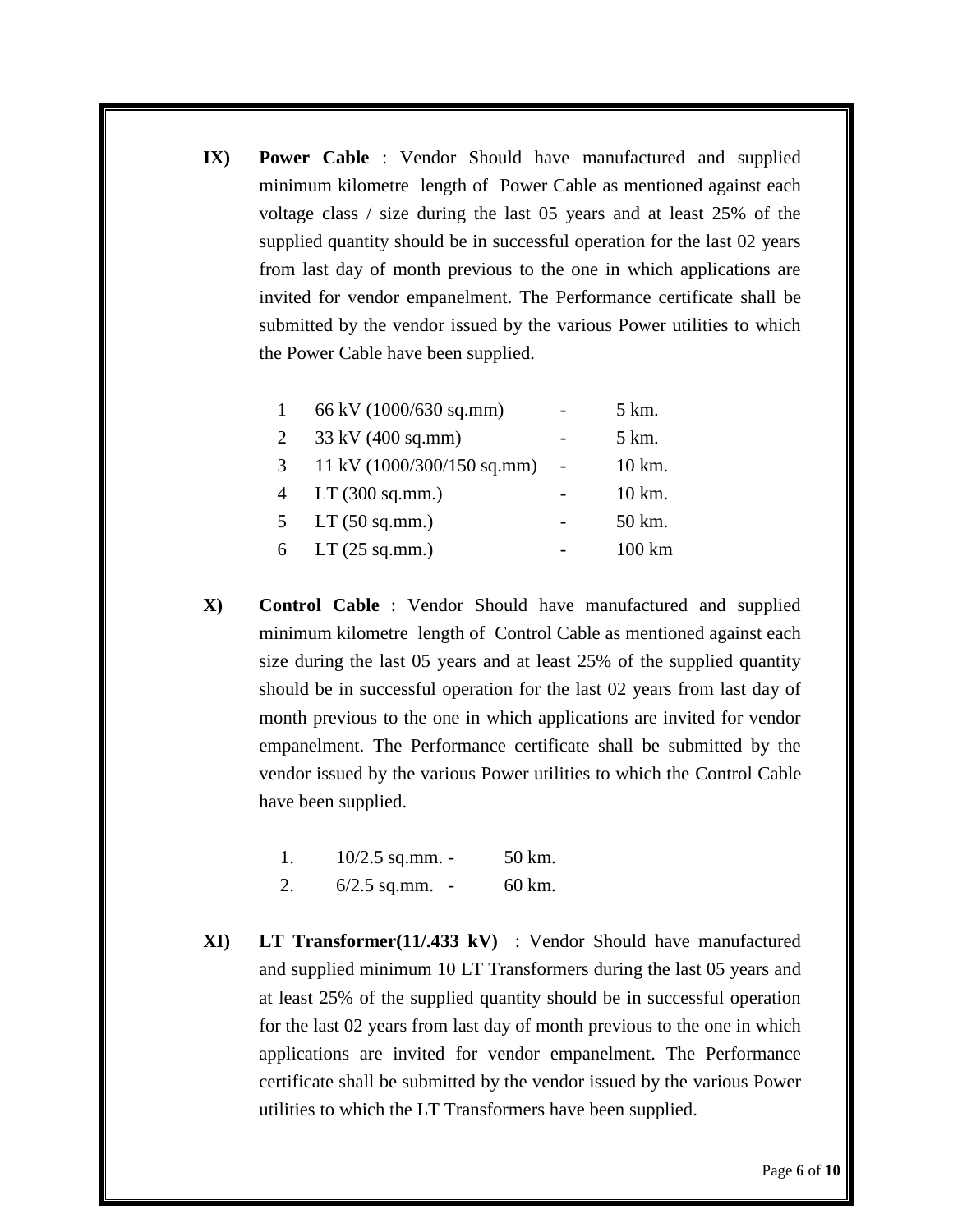**IX) Power Cable** : Vendor Should have manufactured and supplied minimum kilometre length of Power Cable as mentioned against each voltage class / size during the last 05 years and at least 25% of the supplied quantity should be in successful operation for the last 02 years from last day of month previous to the one in which applications are invited for vendor empanelment. The Performance certificate shall be submitted by the vendor issued by the various Power utilities to which the Power Cable have been supplied.

| | | | |
|---|---|---|---|
| 1 | 66 kV (1000/630 sq.mm) | - | 5 km. |
| 2 | 33 kV (400 sq.mm) | - | 5 km. |
| 3 | 11 kV (1000/300/150 sq.mm) | - | 10 km. |
| 4 | LT (300 sq.mm.) | - | 10 km. |
| 5 | LT (50 sq.mm.) | - | 50 km. |
| 6 | LT (25 sq.mm.) | - | 100 km |

**X) Control Cable** : Vendor Should have manufactured and supplied minimum kilometre length of Control Cable as mentioned against each size during the last 05 years and at least 25% of the supplied quantity should be in successful operation for the last 02 years from last day of month previous to the one in which applications are invited for vendor empanelment. The Performance certificate shall be submitted by the vendor issued by the various Power utilities to which the Control Cable have been supplied.

1. 10/2.5 sq.mm. - 50 km.
2. 6/2.5 sq.mm. - 60 km.

**XI) LT Transformer(11/.433 kV)** : Vendor Should have manufactured and supplied minimum 10 LT Transformers during the last 05 years and at least 25% of the supplied quantity should be in successful operation for the last 02 years from last day of month previous to the one in which applications are invited for vendor empanelment. The Performance certificate shall be submitted by the vendor issued by the various Power utilities to which the LT Transformers have been supplied.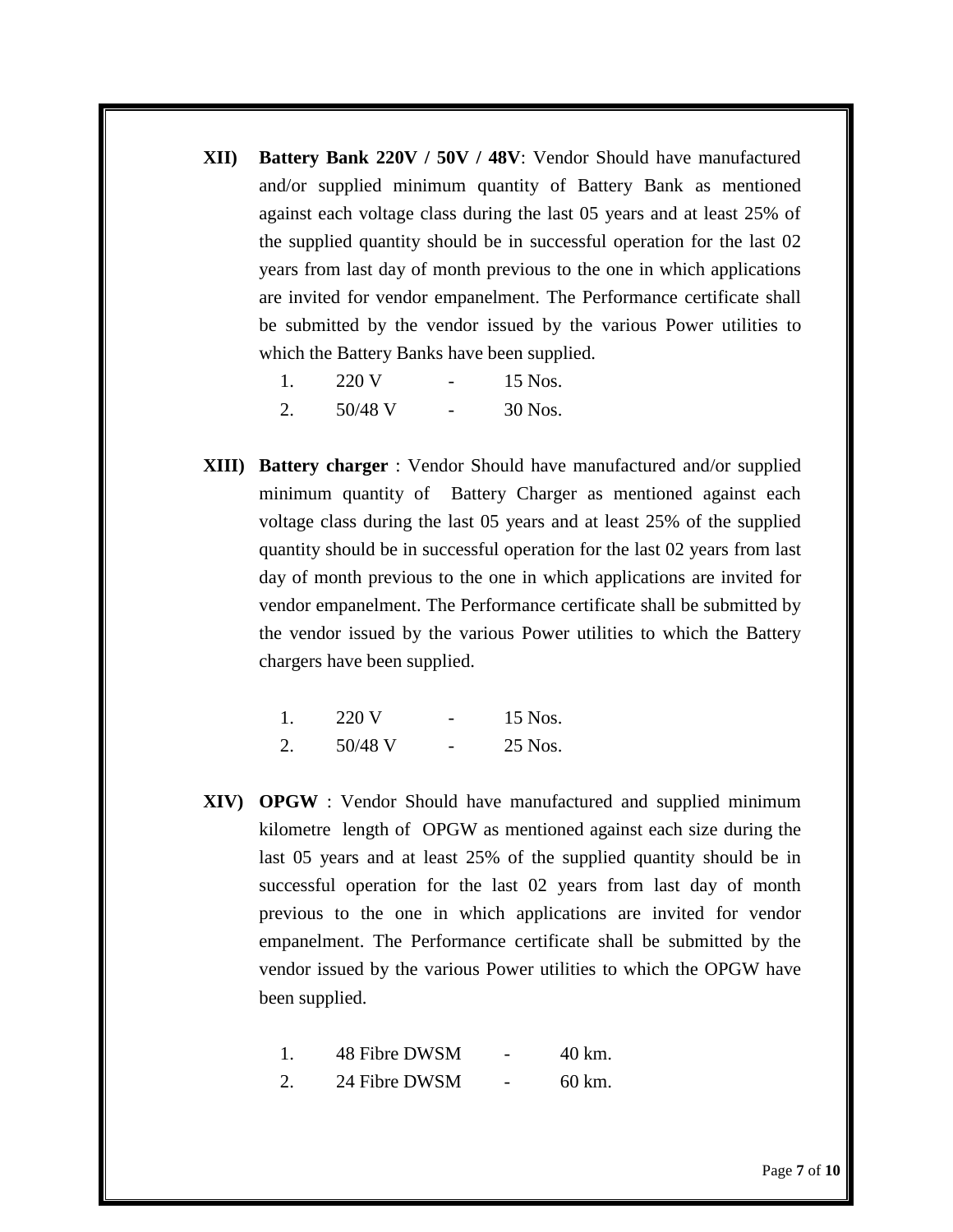**XII) Battery Bank 220V / 50V / 48V**: Vendor Should have manufactured and/or supplied minimum quantity of Battery Bank as mentioned against each voltage class during the last 05 years and at least 25% of the supplied quantity should be in successful operation for the last 02 years from last day of month previous to the one in which applications are invited for vendor empanelment. The Performance certificate shall be submitted by the vendor issued by the various Power utilities to which the Battery Banks have been supplied.

1. 220 V - 15 Nos.
2. 50/48 V - 30 Nos.

**XIII) Battery charger** : Vendor Should have manufactured and/or supplied minimum quantity of Battery Charger as mentioned against each voltage class during the last 05 years and at least 25% of the supplied quantity should be in successful operation for the last 02 years from last day of month previous to the one in which applications are invited for vendor empanelment. The Performance certificate shall be submitted by the vendor issued by the various Power utilities to which the Battery chargers have been supplied.

1. 220 V - 15 Nos.
2. 50/48 V - 25 Nos.

**XIV) OPGW** : Vendor Should have manufactured and supplied minimum kilometre length of OPGW as mentioned against each size during the last 05 years and at least 25% of the supplied quantity should be in successful operation for the last 02 years from last day of month previous to the one in which applications are invited for vendor empanelment. The Performance certificate shall be submitted by the vendor issued by the various Power utilities to which the OPGW have been supplied.

1. 48 Fibre DWSM - 40 km.
2. 24 Fibre DWSM - 60 km.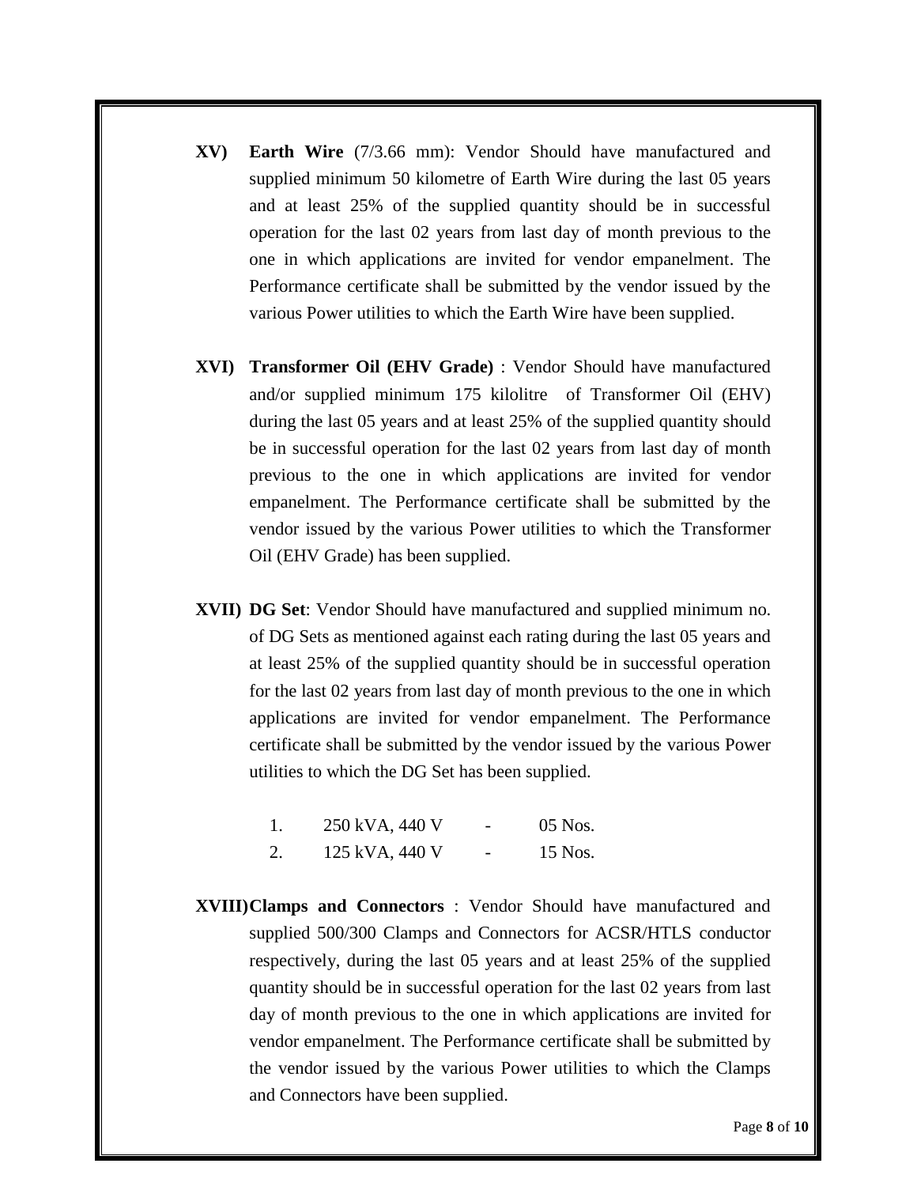**XV) Earth Wire** (7/3.66 mm): Vendor Should have manufactured and supplied minimum 50 kilometre of Earth Wire during the last 05 years and at least 25% of the supplied quantity should be in successful operation for the last 02 years from last day of month previous to the one in which applications are invited for vendor empanelment. The Performance certificate shall be submitted by the vendor issued by the various Power utilities to which the Earth Wire have been supplied.

**XVI) Transformer Oil (EHV Grade)** : Vendor Should have manufactured and/or supplied minimum 175 kilolitre of Transformer Oil (EHV) during the last 05 years and at least 25% of the supplied quantity should be in successful operation for the last 02 years from last day of month previous to the one in which applications are invited for vendor empanelment. The Performance certificate shall be submitted by the vendor issued by the various Power utilities to which the Transformer Oil (EHV Grade) has been supplied.

**XVII) DG Set**: Vendor Should have manufactured and supplied minimum no. of DG Sets as mentioned against each rating during the last 05 years and at least 25% of the supplied quantity should be in successful operation for the last 02 years from last day of month previous to the one in which applications are invited for vendor empanelment. The Performance certificate shall be submitted by the vendor issued by the various Power utilities to which the DG Set has been supplied.

1. 250 kVA, 440 V - 05 Nos.
2. 125 kVA, 440 V - 15 Nos.

**XVIII) Clamps and Connectors** : Vendor Should have manufactured and supplied 500/300 Clamps and Connectors for ACSR/HTLS conductor respectively, during the last 05 years and at least 25% of the supplied quantity should be in successful operation for the last 02 years from last day of month previous to the one in which applications are invited for vendor empanelment. The Performance certificate shall be submitted by the vendor issued by the various Power utilities to which the Clamps and Connectors have been supplied.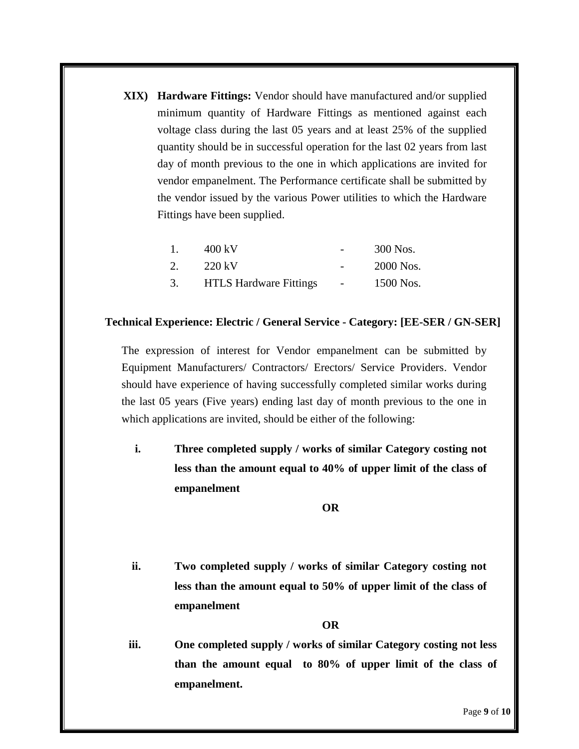**XIX) Hardware Fittings:** Vendor should have manufactured and/or supplied minimum quantity of Hardware Fittings as mentioned against each voltage class during the last 05 years and at least 25% of the supplied quantity should be in successful operation for the last 02 years from last day of month previous to the one in which applications are invited for vendor empanelment. The Performance certificate shall be submitted by the vendor issued by the various Power utilities to which the Hardware Fittings have been supplied.

1. 400 kV - 300 Nos.
2. 220 kV - 2000 Nos.
3. HTLS Hardware Fittings - 1500 Nos.

**Technical Experience: Electric / General Service - Category: [EE-SER / GN-SER]**

The expression of interest for Vendor empanelment can be submitted by Equipment Manufacturers/ Contractors/ Erectors/ Service Providers. Vendor should have experience of having successfully completed similar works during the last 05 years (Five years) ending last day of month previous to the one in which applications are invited, should be either of the following:

i. **Three completed supply / works of similar Category costing not less than the amount equal to 40% of upper limit of the class of empanelment**

**OR**

ii. **Two completed supply / works of similar Category costing not less than the amount equal to 50% of upper limit of the class of empanelment**

**OR**

iii. **One completed supply / works of similar Category costing not less than the amount equal to 80% of upper limit of the class of empanelment.**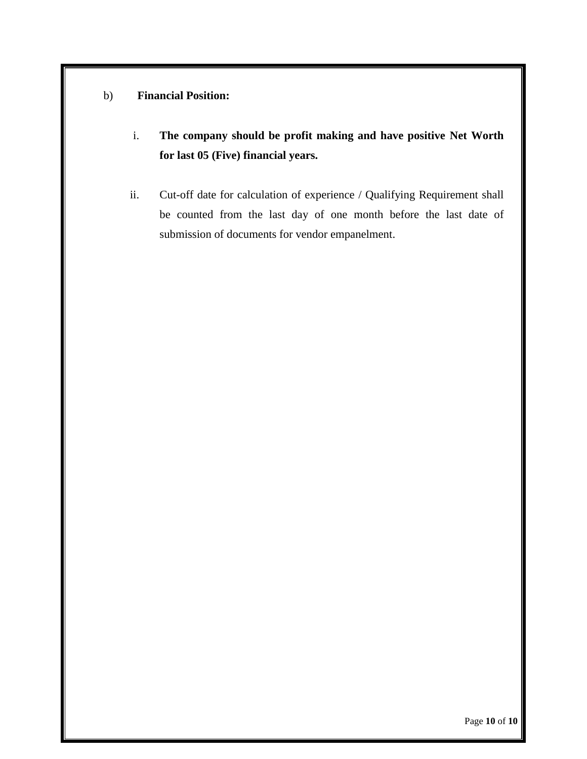b) **Financial Position:**

i. **The company should be profit making and have positive Net Worth for last 05 (Five) financial years.**

ii. Cut-off date for calculation of experience / Qualifying Requirement shall be counted from the last day of one month before the last date of submission of documents for vendor empanelment.